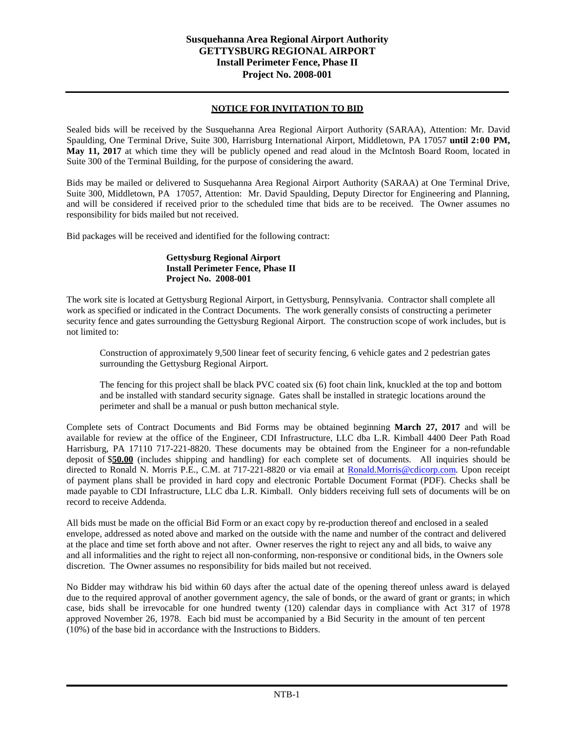# Susquehanna Area Regional Airport Authority
# GETTYSBURG REGIONAL AIRPORT
# Install Perimeter Fence, Phase II
# Project No. 2008-001

## NOTICE FOR INVITATION TO BID

Sealed bids will be received by the Susquehanna Area Regional Airport Authority (SARAA), Attention: Mr. David Spaulding, One Terminal Drive, Suite 300, Harrisburg International Airport, Middletown, PA 17057 **until 2:00 PM, May 11, 2017** at which time they will be publicly opened and read aloud in the McIntosh Board Room, located in Suite 300 of the Terminal Building, for the purpose of considering the award.

Bids may be mailed or delivered to Susquehanna Area Regional Airport Authority (SARAA) at One Terminal Drive, Suite 300, Middletown, PA 17057, Attention: Mr. David Spaulding, Deputy Director for Engineering and Planning, and will be considered if received prior to the scheduled time that bids are to be received. The Owner assumes no responsibility for bids mailed but not received.

Bid packages will be received and identified for the following contract:

**Gettysburg Regional Airport**
**Install Perimeter Fence, Phase II**
**Project No. 2008-001**

The work site is located at Gettysburg Regional Airport, in Gettysburg, Pennsylvania. Contractor shall complete all work as specified or indicated in the Contract Documents. The work generally consists of constructing a perimeter security fence and gates surrounding the Gettysburg Regional Airport. The construction scope of work includes, but is not limited to:

Construction of approximately 9,500 linear feet of security fencing, 6 vehicle gates and 2 pedestrian gates surrounding the Gettysburg Regional Airport.

The fencing for this project shall be black PVC coated six (6) foot chain link, knuckled at the top and bottom and be installed with standard security signage. Gates shall be installed in strategic locations around the perimeter and shall be a manual or push button mechanical style.

Complete sets of Contract Documents and Bid Forms may be obtained beginning **March 27, 2017** and will be available for review at the office of the Engineer, CDI Infrastructure, LLC dba L.R. Kimball 4400 Deer Path Road Harrisburg, PA 17110 717-221-8820. These documents may be obtained from the Engineer for a non-refundable deposit of $**50.00** (includes shipping and handling) for each complete set of documents. All inquiries should be directed to Ronald N. Morris P.E., C.M. at 717-221-8820 or via email at Ronald.Morris@cdicorp.com. Upon receipt of payment plans shall be provided in hard copy and electronic Portable Document Format (PDF). Checks shall be made payable to CDI Infrastructure, LLC dba L.R. Kimball. Only bidders receiving full sets of documents will be on record to receive Addenda.

All bids must be made on the official Bid Form or an exact copy by re-production thereof and enclosed in a sealed envelope, addressed as noted above and marked on the outside with the name and number of the contract and delivered at the place and time set forth above and not after. Owner reserves the right to reject any and all bids, to waive any and all informalities and the right to reject all non-conforming, non-responsive or conditional bids, in the Owners sole discretion. The Owner assumes no responsibility for bids mailed but not received.

No Bidder may withdraw his bid within 60 days after the actual date of the opening thereof unless award is delayed due to the required approval of another government agency, the sale of bonds, or the award of grant or grants; in which case, bids shall be irrevocable for one hundred twenty (120) calendar days in compliance with Act 317 of 1978 approved November 26, 1978. Each bid must be accompanied by a Bid Security in the amount of ten percent (10%) of the base bid in accordance with the Instructions to Bidders.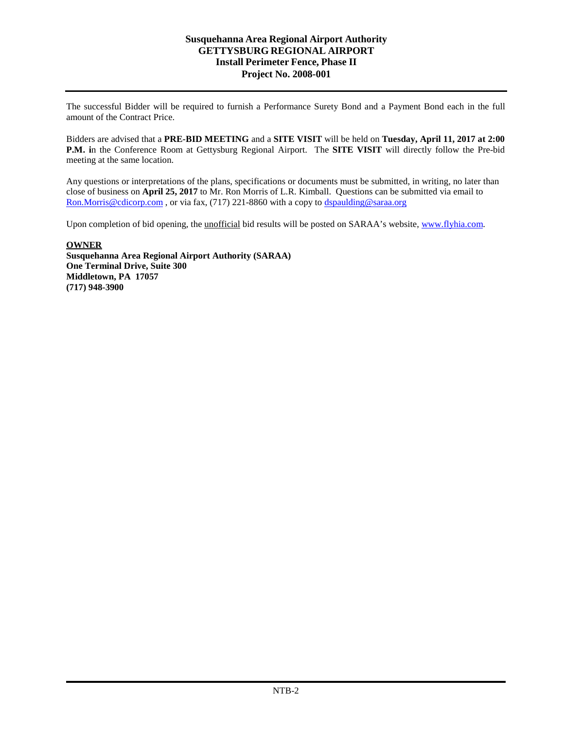The successful Bidder will be required to furnish a Performance Surety Bond and a Payment Bond each in the full amount of the Contract Price.

Bidders are advised that a **PRE-BID MEETING** and a **SITE VISIT** will be held on **Tuesday, April 11, 2017 at 2:00 P.M. i**n the Conference Room at Gettysburg Regional Airport. The **SITE VISIT** will directly follow the Pre-bid meeting at the same location.

Any questions or interpretations of the plans, specifications or documents must be submitted, in writing, no later than close of business on **April 25, 2017** to Mr. Ron Morris of L.R. Kimball. Questions can be submitted via email to Ron.Morris@cdicorp.com , or via fax, (717) 221-8860 with a copy to dspaulding@saraa.org

Upon completion of bid opening, the unofficial bid results will be posted on SARAA's website, www.flyhia.com.

**OWNER**
**Susquehanna Area Regional Airport Authority (SARAA)**
**One Terminal Drive, Suite 300**
**Middletown, PA 17057**
**(717) 948-3900**